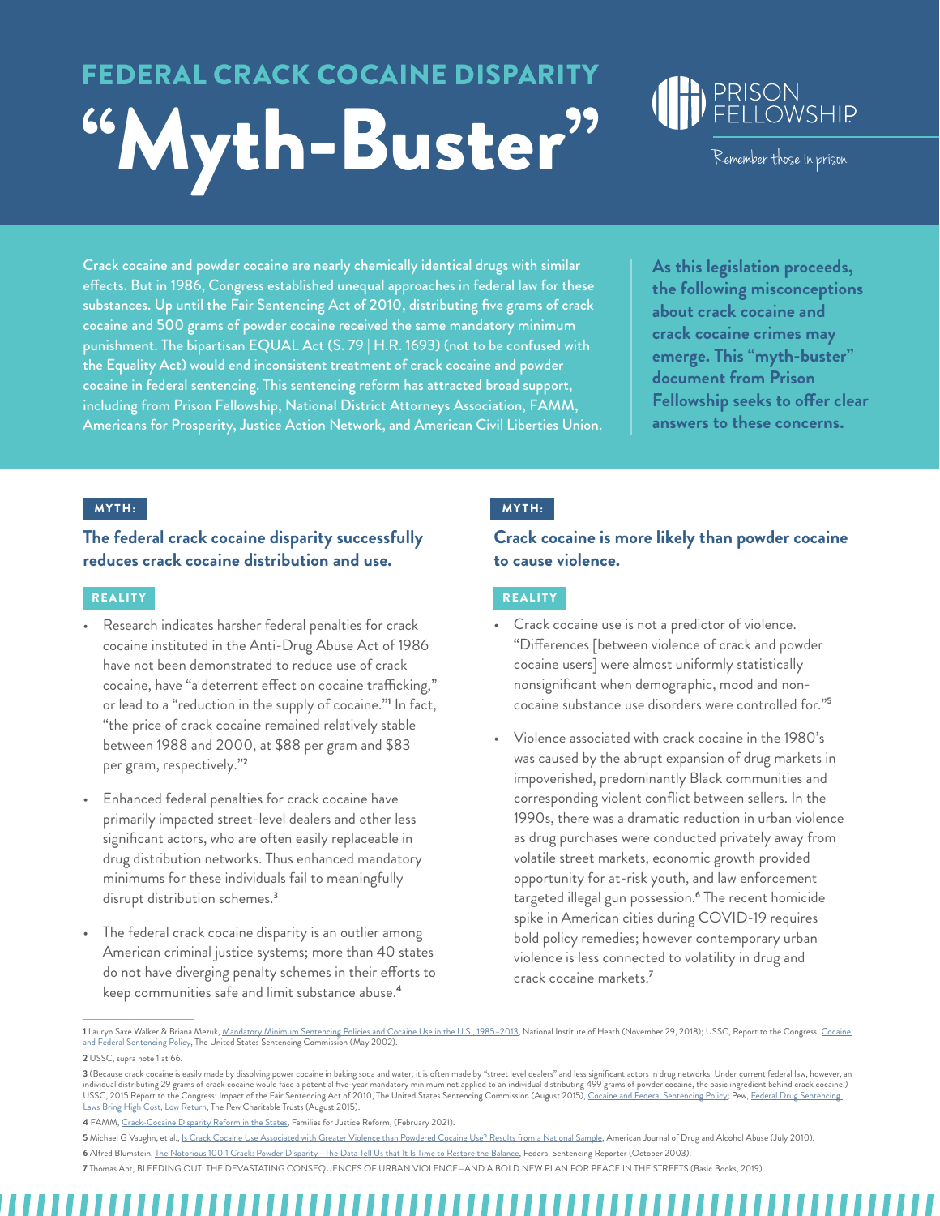# FEDERAL CRACK COCAINE DISPARITY

# "Myth-Buster"

PRISON FELLOWSHIP

Remember those in prison

Crack cocaine and powder cocaine are nearly chemically identical drugs with similar effects. But in 1986, Congress established unequal approaches in federal law for these substances. Up until the Fair Sentencing Act of 2010, distributing five grams of crack cocaine and 500 grams of powder cocaine received the same mandatory minimum punishment. The bipartisan EQUAL Act (S. 79 | H.R. 1693) (not to be confused with the Equality Act) would end inconsistent treatment of crack cocaine and powder cocaine in federal sentencing. This sentencing reform has attracted broad support, including from Prison Fellowship, National District Attorneys Association, FAMM, Americans for Prosperity, Justice Action Network, and American Civil Liberties Union.

**As this legislation proceeds, the following misconceptions about crack cocaine and crack cocaine crimes may emerge. This "myth-buster" document from Prison Fellowship seeks to offer clear answers to these concerns.**

**MYTH:**

### The federal crack cocaine disparity successfully reduces crack cocaine distribution and use.

**REALITY**

- Research indicates harsher federal penalties for crack cocaine instituted in the Anti-Drug Abuse Act of 1986 have not been demonstrated to reduce use of crack cocaine, have "a deterrent effect on cocaine trafficking," or lead to a "reduction in the supply of cocaine."[1] In fact, "the price of crack cocaine remained relatively stable between 1988 and 2000, at $88 per gram and $83 per gram, respectively."[2]
- Enhanced federal penalties for crack cocaine have primarily impacted street-level dealers and other less significant actors, who are often easily replaceable in drug distribution networks. Thus enhanced mandatory minimums for these individuals fail to meaningfully disrupt distribution schemes.[3]
- The federal crack cocaine disparity is an outlier among American criminal justice systems; more than 40 states do not have diverging penalty schemes in their efforts to keep communities safe and limit substance abuse.[4]

**MYTH:**

### Crack cocaine is more likely than powder cocaine to cause violence.

**REALITY**

- Crack cocaine use is not a predictor of violence. "Differences [between violence of crack and powder cocaine users] were almost uniformly statistically nonsignificant when demographic, mood and non-cocaine substance use disorders were controlled for."[5]
- Violence associated with crack cocaine in the 1980's was caused by the abrupt expansion of drug markets in impoverished, predominantly Black communities and corresponding violent conflict between sellers. In the 1990s, there was a dramatic reduction in urban violence as drug purchases were conducted privately away from volatile street markets, economic growth provided opportunity for at-risk youth, and law enforcement targeted illegal gun possession.[6] The recent homicide spike in American cities during COVID-19 requires bold policy remedies; however contemporary urban violence is less connected to volatility in drug and crack cocaine markets.[7]

---

1 Lauryn Saxe Walker & Briana Mezuk, Mandatory Minimum Sentencing Policies and Cocaine Use in the U.S., 1985–2013, National Institute of Heath (November 29, 2018); USSC, Report to the Congress: Cocaine and Federal Sentencing Policy, The United States Sentencing Commission (May 2002).

2 USSC, supra note 1 at 66.

3 (Because crack cocaine is easily made by dissolving power cocaine in baking soda and water, it is often made by "street level dealers" and less significant actors in drug networks. Under current federal law, however, an individual distributing 29 grams of crack cocaine would face a potential five-year mandatory minimum not applied to an individual distributing 499 grams of powder cocaine, the basic ingredient behind crack cocaine.) USSC, 2015 Report to the Congress: Impact of the Fair Sentencing Act of 2010, The United States Sentencing Commission (August 2015), Cocaine and Federal Sentencing Policy; Pew, Federal Drug Sentencing Laws Bring High Cost, Low Return, The Pew Charitable Trusts (August 2015).

4 FAMM, Crack-Cocaine Disparity Reform in the States, Families for Justice Reform, (February 2021).

5 Michael G Vaughn, et al., Is Crack Cocaine Use Associated with Greater Violence than Powdered Cocaine Use? Results from a National Sample, American Journal of Drug and Alcohol Abuse (July 2010).

6 Alfred Blumstein, The Notorious 100:1 Crack: Powder Disparity—The Data Tell Us that It Is Time to Restore the Balance, Federal Sentencing Reporter (October 2003).

7 Thomas Abt, BLEEDING OUT: THE DEVASTATING CONSEQUENCES OF URBAN VIOLENCE—AND A BOLD NEW PLAN FOR PEACE IN THE STREETS (Basic Books, 2019).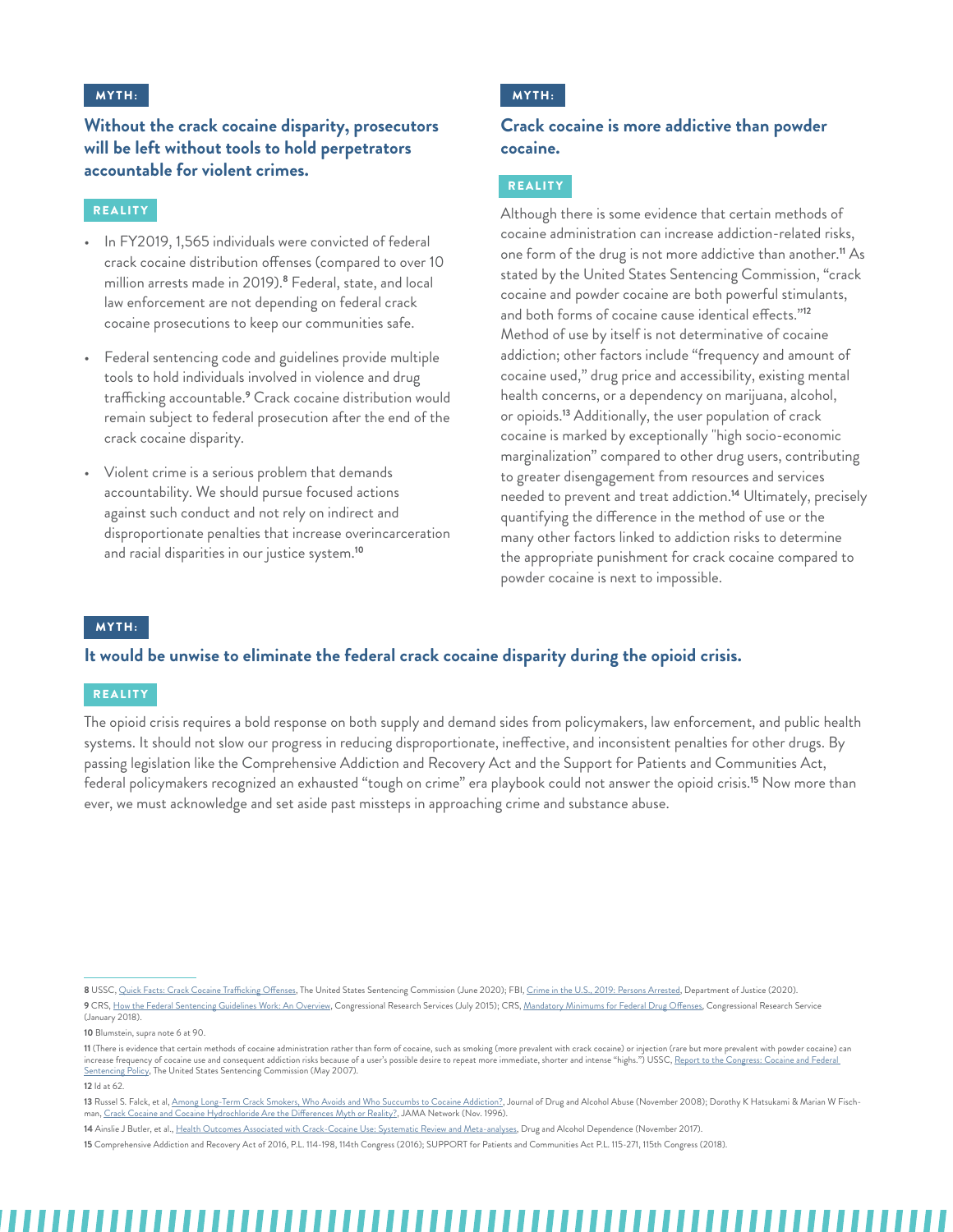MYTH:

**Without the crack cocaine disparity, prosecutors will be left without tools to hold perpetrators accountable for violent crimes.**

REALITY

- In FY2019, 1,565 individuals were convicted of federal crack cocaine distribution offenses (compared to over 10 million arrests made in 2019).[8] Federal, state, and local law enforcement are not depending on federal crack cocaine prosecutions to keep our communities safe.
- Federal sentencing code and guidelines provide multiple tools to hold individuals involved in violence and drug trafficking accountable.[9] Crack cocaine distribution would remain subject to federal prosecution after the end of the crack cocaine disparity.
- Violent crime is a serious problem that demands accountability. We should pursue focused actions against such conduct and not rely on indirect and disproportionate penalties that increase overincarceration and racial disparities in our justice system.[10]

MYTH:

**Crack cocaine is more addictive than powder cocaine.**

REALITY

Although there is some evidence that certain methods of cocaine administration can increase addiction-related risks, one form of the drug is not more addictive than another.[11] As stated by the United States Sentencing Commission, "crack cocaine and powder cocaine are both powerful stimulants, and both forms of cocaine cause identical effects."[12] Method of use by itself is not determinative of cocaine addiction; other factors include "frequency and amount of cocaine used," drug price and accessibility, existing mental health concerns, or a dependency on marijuana, alcohol, or opioids.[13] Additionally, the user population of crack cocaine is marked by exceptionally "high socio-economic marginalization" compared to other drug users, contributing to greater disengagement from resources and services needed to prevent and treat addiction.[14] Ultimately, precisely quantifying the difference in the method of use or the many other factors linked to addiction risks to determine the appropriate punishment for crack cocaine compared to powder cocaine is next to impossible.

MYTH:

**It would be unwise to eliminate the federal crack cocaine disparity during the opioid crisis.**

REALITY

The opioid crisis requires a bold response on both supply and demand sides from policymakers, law enforcement, and public health systems. It should not slow our progress in reducing disproportionate, ineffective, and inconsistent penalties for other drugs. By passing legislation like the Comprehensive Addiction and Recovery Act and the Support for Patients and Communities Act, federal policymakers recognized an exhausted "tough on crime" era playbook could not answer the opioid crisis.[15] Now more than ever, we must acknowledge and set aside past missteps in approaching crime and substance abuse.

---

**8** USSC, Quick Facts: Crack Cocaine Trafficking Offenses, The United States Sentencing Commission (June 2020); FBI, Crime in the U.S., 2019: Persons Arrested, Department of Justice (2020).

**9** CRS, How the Federal Sentencing Guidelines Work: An Overview, Congressional Research Services (July 2015); CRS, Mandatory Minimums for Federal Drug Offenses, Congressional Research Service (January 2018).

**10** Blumstein, supra note 6 at 90.

**11** (There is evidence that certain methods of cocaine administration rather than form of cocaine, such as smoking (more prevalent with crack cocaine) or injection (rare but more prevalent with powder cocaine) can increase frequency of cocaine use and consequent addiction risks because of a user's possible desire to repeat more immediate, shorter and intense "highs.") USSC, Report to the Congress: Cocaine and Federal Sentencing Policy, The United States Sentencing Commission (May 2007).

**12** Id at 62.

**13** Russel S. Falck, et al, Among Long-Term Crack Smokers, Who Avoids and Who Succumbs to Cocaine Addiction?, Journal of Drug and Alcohol Abuse (November 2008); Dorothy K Hatsukami & Marian W Fischman, Crack Cocaine and Cocaine Hydrochloride Are the Differences Myth or Reality?, JAMA Network (Nov. 1996).

**14** Ainslie J Butler, et al., Health Outcomes Associated with Crack-Cocaine Use: Systematic Review and Meta-analyses, Drug and Alcohol Dependence (November 2017).

**15** Comprehensive Addiction and Recovery Act of 2016, P.L. 114-198, 114th Congress (2016); SUPPORT for Patients and Communities Act P.L. 115-271, 115th Congress (2018).